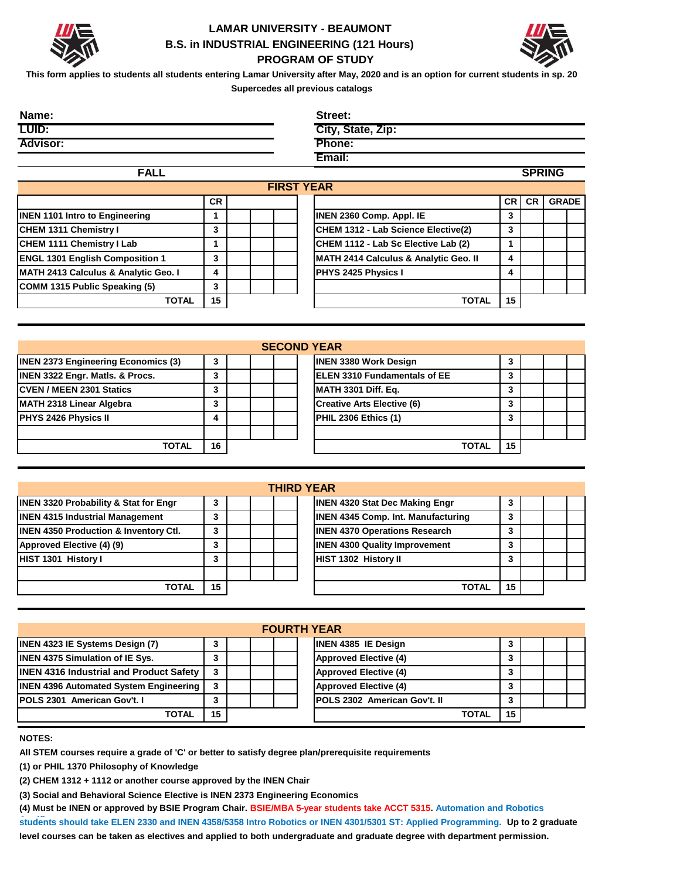# LAMAR UNIVERSITY - BEAUMONT
## B.S. in INDUSTRIAL ENGINEERING (121 Hours)
## PROGRAM OF STUDY

**This form applies to students all students entering Lamar University after May, 2020 and is an option for current students in sp. 20**

**Supercedes all previous catalogs**

| | |
|---|---|
| **Name:** | **Street:** |
| **LUID:** | **City, State, Zip:** |
| **Advisor:** | **Phone:** |
| | **Email:** |

### FIRST YEAR

| FALL | CR | | | | SPRING | CR | CR | GRADE | |
|---|---|---|---|---|---|---|---|---|---|
| INEN 1101 Intro to Engineering | 1 | | | | INEN 2360 Comp. Appl. IE | 3 | | | |
| CHEM 1311 Chemistry I | 3 | | | | CHEM 1312 - Lab Science Elective(2) | 3 | | | |
| CHEM 1111 Chemistry I Lab | 1 | | | | CHEM 1112 - Lab Sc Elective Lab (2) | 1 | | | |
| ENGL 1301 English Composition 1 | 3 | | | | MATH 2414 Calculus & Analytic Geo. II | 4 | | | |
| MATH 2413 Calculus & Analytic Geo. I | 4 | | | | PHYS 2425 Physics I | 4 | | | |
| COMM 1315 Public Speaking (5) | 3 | | | | | | | | |
| TOTAL | 15 | | | | TOTAL | 15 | | | |

### SECOND YEAR

| FALL | CR | | | | SPRING | CR | | | |
|---|---|---|---|---|---|---|---|---|---|
| INEN 2373 Engineering Economics (3) | 3 | | | | INEN 3380 Work Design | 3 | | | |
| INEN 3322 Engr. Matls. & Procs. | 3 | | | | ELEN 3310 Fundamentals of EE | 3 | | | |
| CVEN / MEEN 2301 Statics | 3 | | | | MATH 3301 Diff. Eq. | 3 | | | |
| MATH 2318 Linear Algebra | 3 | | | | Creative Arts Elective (6) | 3 | | | |
| PHYS 2426 Physics II | 4 | | | | PHIL 2306 Ethics (1) | 3 | | | |
| | | | | | | | | | |
| TOTAL | 16 | | | | TOTAL | 15 | | | |

### THIRD YEAR

| FALL | CR | | | | SPRING | CR | | | |
|---|---|---|---|---|---|---|---|---|---|
| INEN 3320 Probability & Stat for Engr | 3 | | | | INEN 4320 Stat Dec Making Engr | 3 | | | |
| INEN 4315 Industrial Management | 3 | | | | INEN 4345 Comp. Int. Manufacturing | 3 | | | |
| INEN 4350 Production & Inventory Ctl. | 3 | | | | INEN 4370 Operations Research | 3 | | | |
| Approved Elective (4) (9) | 3 | | | | INEN 4300 Quality Improvement | 3 | | | |
| HIST 1301 History I | 3 | | | | HIST 1302 History II | 3 | | | |
| | | | | | | | | | |
| TOTAL | 15 | | | | TOTAL | 15 | | | |

### FOURTH YEAR

| FALL | CR | | | | SPRING | CR | | | |
|---|---|---|---|---|---|---|---|---|---|
| INEN 4323 IE Systems Design (7) | 3 | | | | INEN 4385 IE Design | 3 | | | |
| INEN 4375 Simulation of IE Sys. | 3 | | | | Approved Elective (4) | 3 | | | |
| INEN 4316 Industrial and Product Safety | 3 | | | | Approved Elective (4) | 3 | | | |
| INEN 4396 Automated System Engineering | 3 | | | | Approved Elective (4) | 3 | | | |
| POLS 2301 American Gov't. I | 3 | | | | POLS 2302 American Gov't. II | 3 | | | |
| TOTAL | 15 | | | | TOTAL | 15 | | | |

**NOTES:**

**All STEM courses require a grade of 'C' or better to satisfy degree plan/prerequisite requirements**

**(1) or PHIL 1370 Philosophy of Knowledge**

**(2) CHEM 1312 + 1112 or another course approved by the INEN Chair**

**(3) Social and Behavioral Science Elective is INEN 2373 Engineering Economics**

**(4) Must be INEN or approved by BSIE Program Chair. BSIE/MBA 5-year students take ACCT 5315. Automation and Robotics students should take ELEN 2330 and INEN 4358/5358 Intro Robotics or INEN 4301/5301 ST: Applied Programming. Up to 2 graduate level courses can be taken as electives and applied to both undergraduate and graduate degree with department permission.**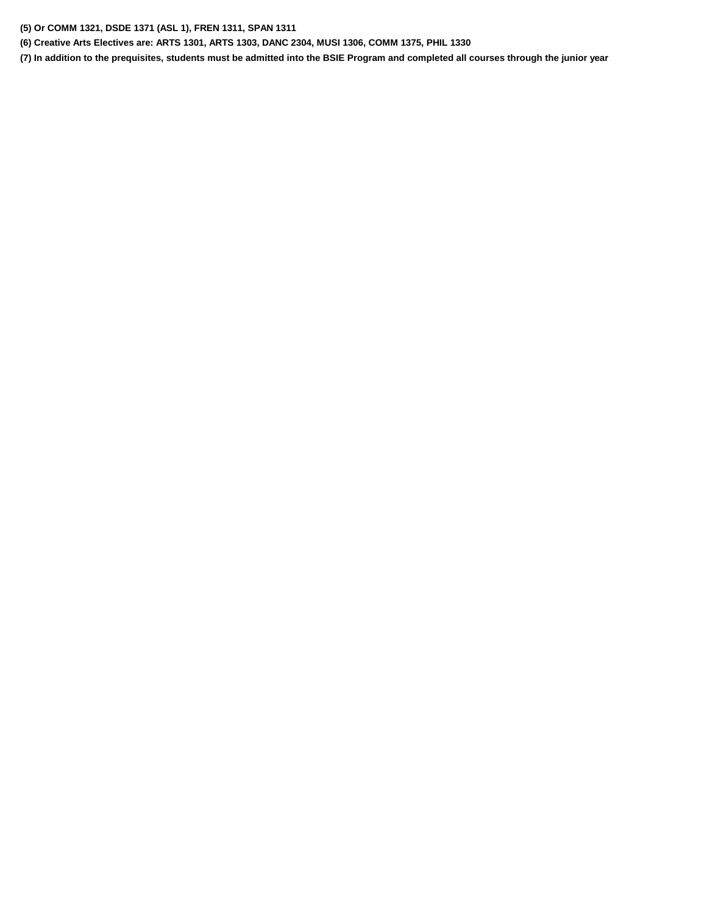**(5) Or COMM 1321, DSDE 1371 (ASL 1), FREN 1311, SPAN 1311**

**(6) Creative Arts Electives are: ARTS 1301, ARTS 1303, DANC 2304, MUSI 1306, COMM 1375, PHIL 1330**

**(7) In addition to the prequisites, students must be admitted into the BSIE Program and completed all courses through the junior year**